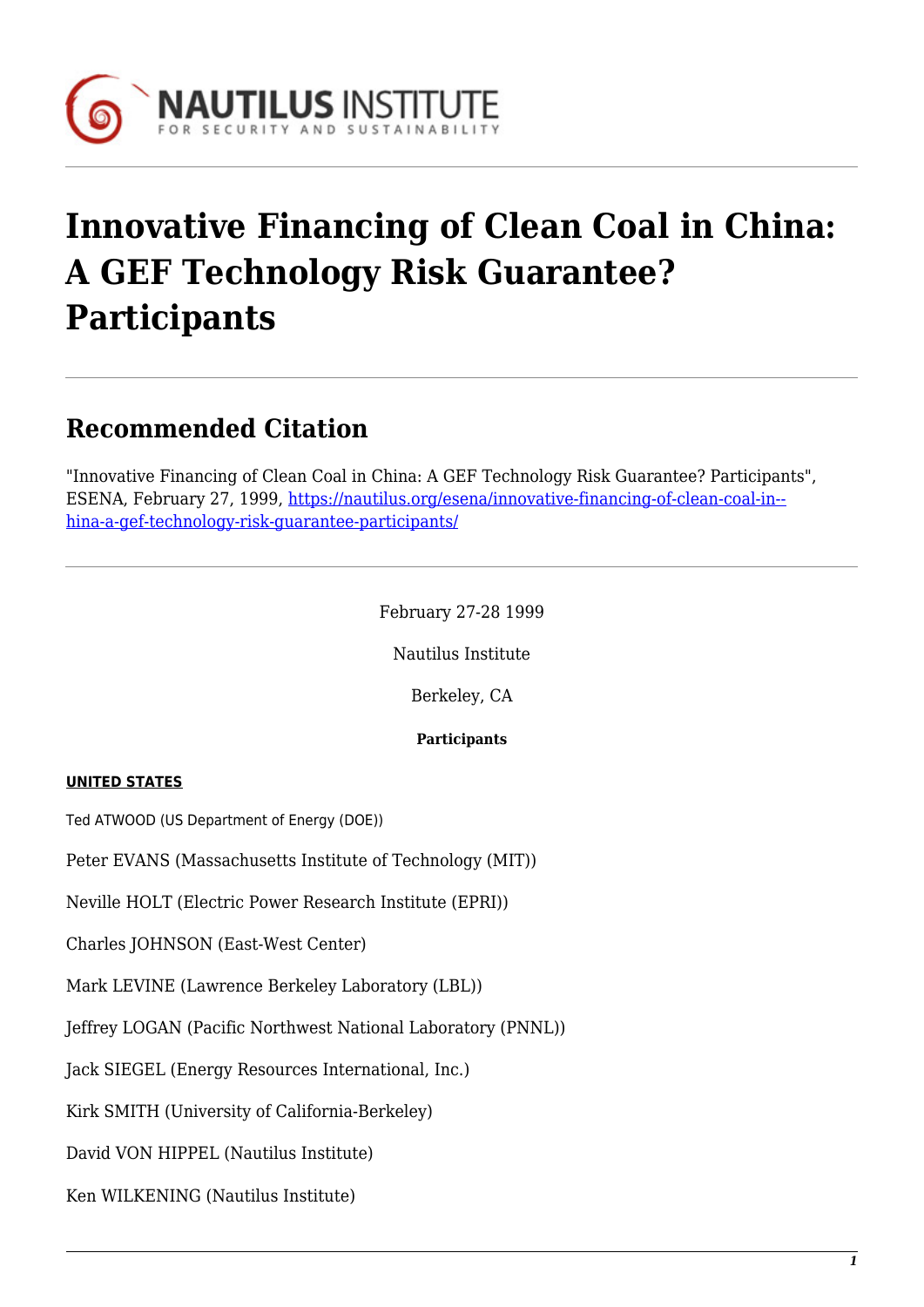# Innovative Financing of Clean Coal in China: A GEF Technology Risk Guarantee? Participants

## Recommended Citation

"Innovative Financing of Clean Coal in China: A GEF Technology Risk Guarantee? Participants", ESENA, February 27, 1999, https://nautilus.org/esena/innovative-financing-of-clean-coal-in--hina-a-gef-technology-risk-guarantee-participants/

February 27-28 1999

Nautilus Institute

Berkeley, CA

**Participants**

**UNITED STATES**

Ted ATWOOD (US Department of Energy (DOE))

Peter EVANS (Massachusetts Institute of Technology (MIT))

Neville HOLT (Electric Power Research Institute (EPRI))

Charles JOHNSON (East-West Center)

Mark LEVINE (Lawrence Berkeley Laboratory (LBL))

Jeffrey LOGAN (Pacific Northwest National Laboratory (PNNL))

Jack SIEGEL (Energy Resources International, Inc.)

Kirk SMITH (University of California-Berkeley)

David VON HIPPEL (Nautilus Institute)

Ken WILKENING (Nautilus Institute)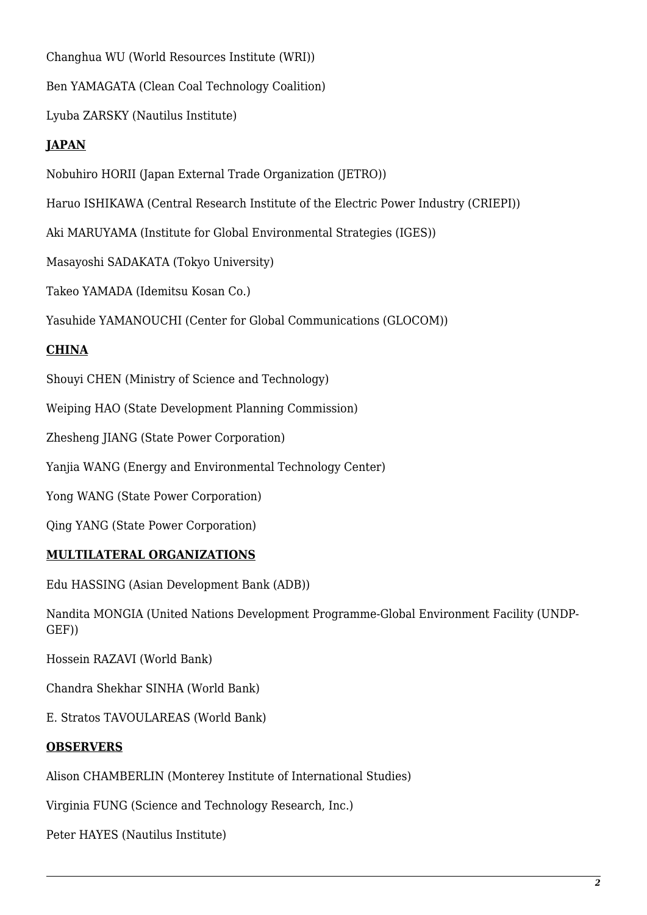Changhua WU (World Resources Institute (WRI))

Ben YAMAGATA (Clean Coal Technology Coalition)

Lyuba ZARSKY (Nautilus Institute)

**JAPAN**

Nobuhiro HORII (Japan External Trade Organization (JETRO))

Haruo ISHIKAWA (Central Research Institute of the Electric Power Industry (CRIEPI))

Aki MARUYAMA (Institute for Global Environmental Strategies (IGES))

Masayoshi SADAKATA (Tokyo University)

Takeo YAMADA (Idemitsu Kosan Co.)

Yasuhide YAMANOUCHI (Center for Global Communications (GLOCOM))

**CHINA**

Shouyi CHEN (Ministry of Science and Technology)

Weiping HAO (State Development Planning Commission)

Zhesheng JIANG (State Power Corporation)

Yanjia WANG (Energy and Environmental Technology Center)

Yong WANG (State Power Corporation)

Qing YANG (State Power Corporation)

**MULTILATERAL ORGANIZATIONS**

Edu HASSING (Asian Development Bank (ADB))

Nandita MONGIA (United Nations Development Programme-Global Environment Facility (UNDP-GEF))

Hossein RAZAVI (World Bank)

Chandra Shekhar SINHA (World Bank)

E. Stratos TAVOULAREAS (World Bank)

**OBSERVERS**

Alison CHAMBERLIN (Monterey Institute of International Studies)

Virginia FUNG (Science and Technology Research, Inc.)

Peter HAYES (Nautilus Institute)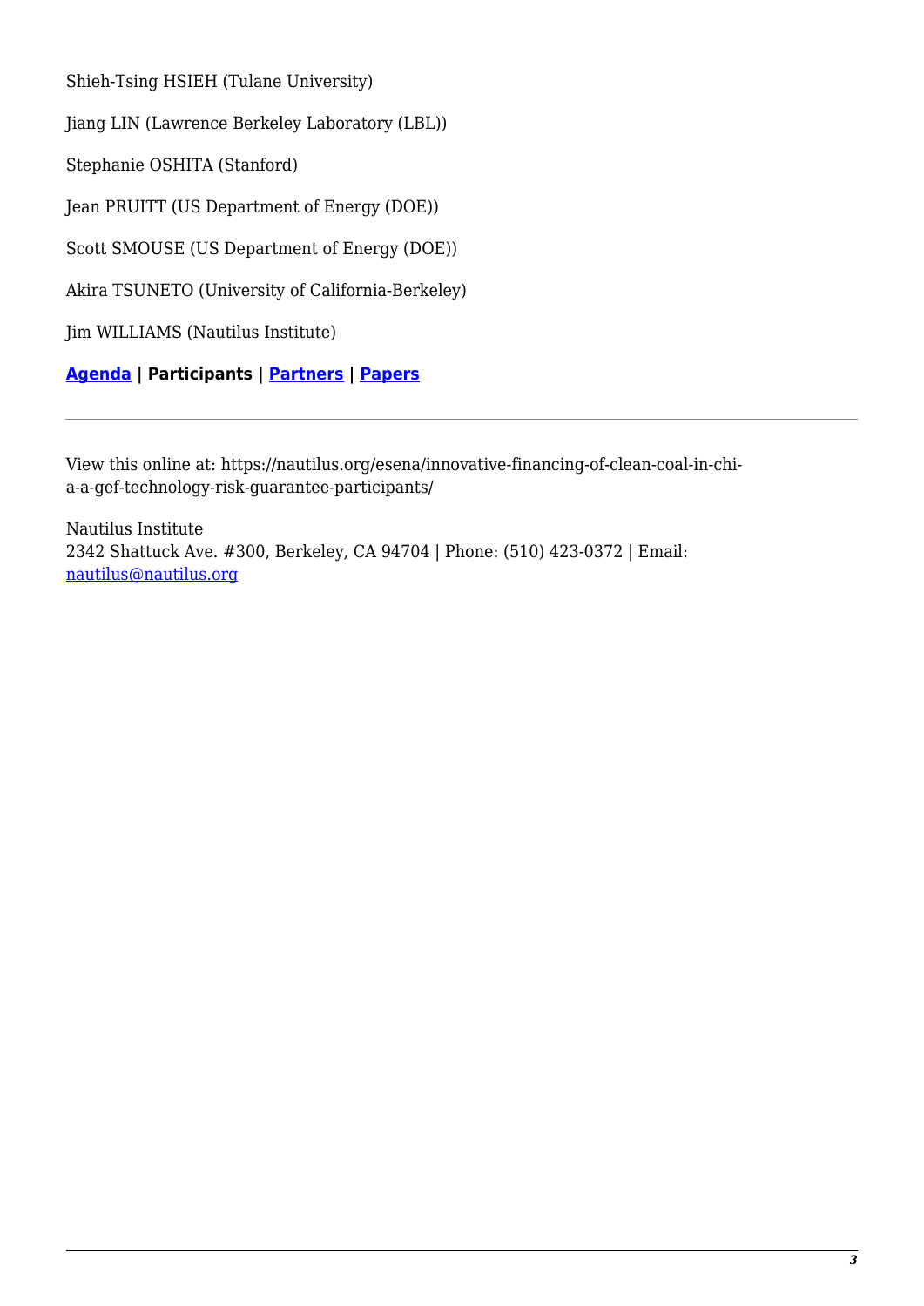Shieh-Tsing HSIEH (Tulane University)

Jiang LIN (Lawrence Berkeley Laboratory (LBL))

Stephanie OSHITA (Stanford)

Jean PRUITT (US Department of Energy (DOE))

Scott SMOUSE (US Department of Energy (DOE))

Akira TSUNETO (University of California-Berkeley)

Jim WILLIAMS (Nautilus Institute)

**Agenda | Participants | Partners | Papers**

---

View this online at: https://nautilus.org/esena/innovative-financing-of-clean-coal-in-chi-a-a-gef-technology-risk-guarantee-participants/

Nautilus Institute
2342 Shattuck Ave. #300, Berkeley, CA 94704 | Phone: (510) 423-0372 | Email: nautilus@nautilus.org